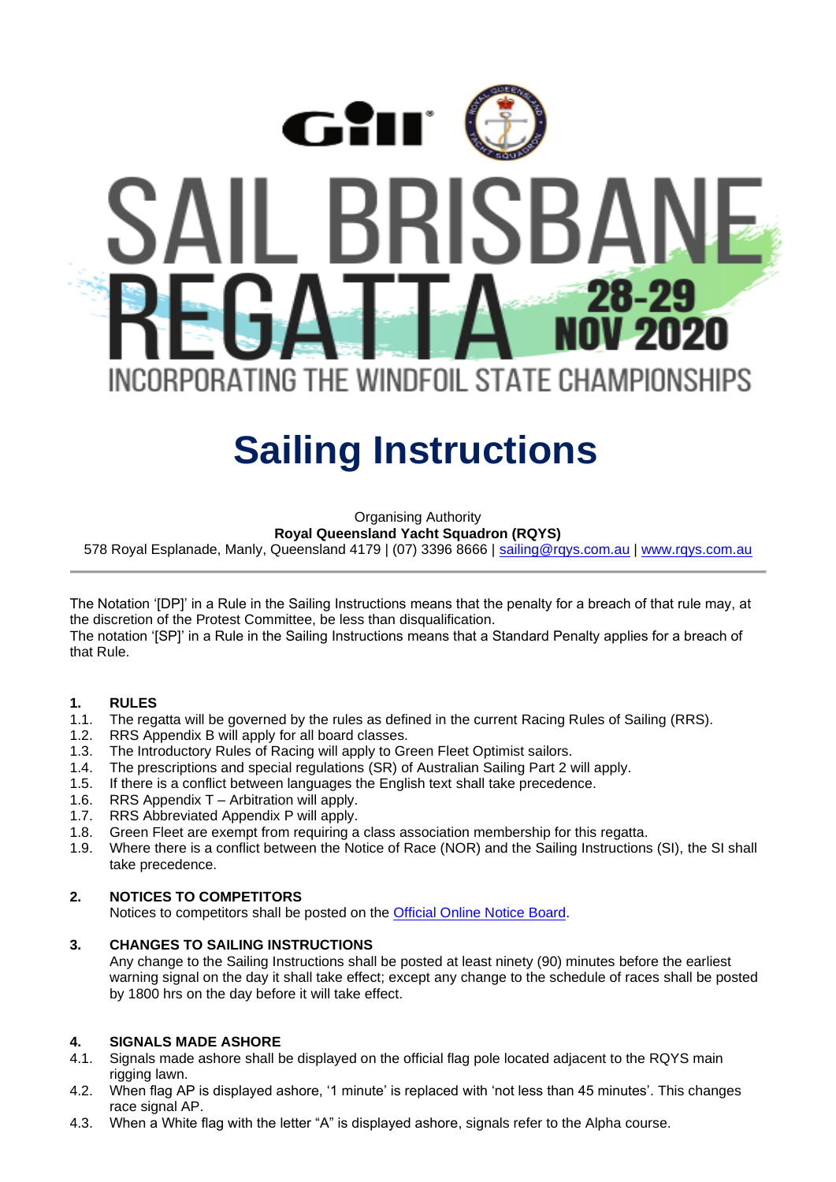Gill

# SAIL BRISBANE REGATTA

28-29 NOV 2020

INCORPORATING THE WINDFOIL STATE CHAMPIONSHIPS

# Sailing Instructions

Organising Authority
**Royal Queensland Yacht Squadron (RQYS)**
578 Royal Esplanade, Manly, Queensland 4179 | (07) 3396 8666 | sailing@rqys.com.au | www.rqys.com.au

The Notation '[DP]' in a Rule in the Sailing Instructions means that the penalty for a breach of that rule may, at the discretion of the Protest Committee, be less than disqualification.
The notation '[SP]' in a Rule in the Sailing Instructions means that a Standard Penalty applies for a breach of that Rule.

## 1. RULES

1.1. The regatta will be governed by the rules as defined in the current Racing Rules of Sailing (RRS).
1.2. RRS Appendix B will apply for all board classes.
1.3. The Introductory Rules of Racing will apply to Green Fleet Optimist sailors.
1.4. The prescriptions and special regulations (SR) of Australian Sailing Part 2 will apply.
1.5. If there is a conflict between languages the English text shall take precedence.
1.6. RRS Appendix T – Arbitration will apply.
1.7. RRS Abbreviated Appendix P will apply.
1.8. Green Fleet are exempt from requiring a class association membership for this regatta.
1.9. Where there is a conflict between the Notice of Race (NOR) and the Sailing Instructions (SI), the SI shall take precedence.

## 2. NOTICES TO COMPETITORS

Notices to competitors shall be posted on the Official Online Notice Board.

## 3. CHANGES TO SAILING INSTRUCTIONS

Any change to the Sailing Instructions shall be posted at least ninety (90) minutes before the earliest warning signal on the day it shall take effect; except any change to the schedule of races shall be posted by 1800 hrs on the day before it will take effect.

## 4. SIGNALS MADE ASHORE

4.1. Signals made ashore shall be displayed on the official flag pole located adjacent to the RQYS main rigging lawn.
4.2. When flag AP is displayed ashore, '1 minute' is replaced with 'not less than 45 minutes'. This changes race signal AP.
4.3. When a White flag with the letter "A" is displayed ashore, signals refer to the Alpha course.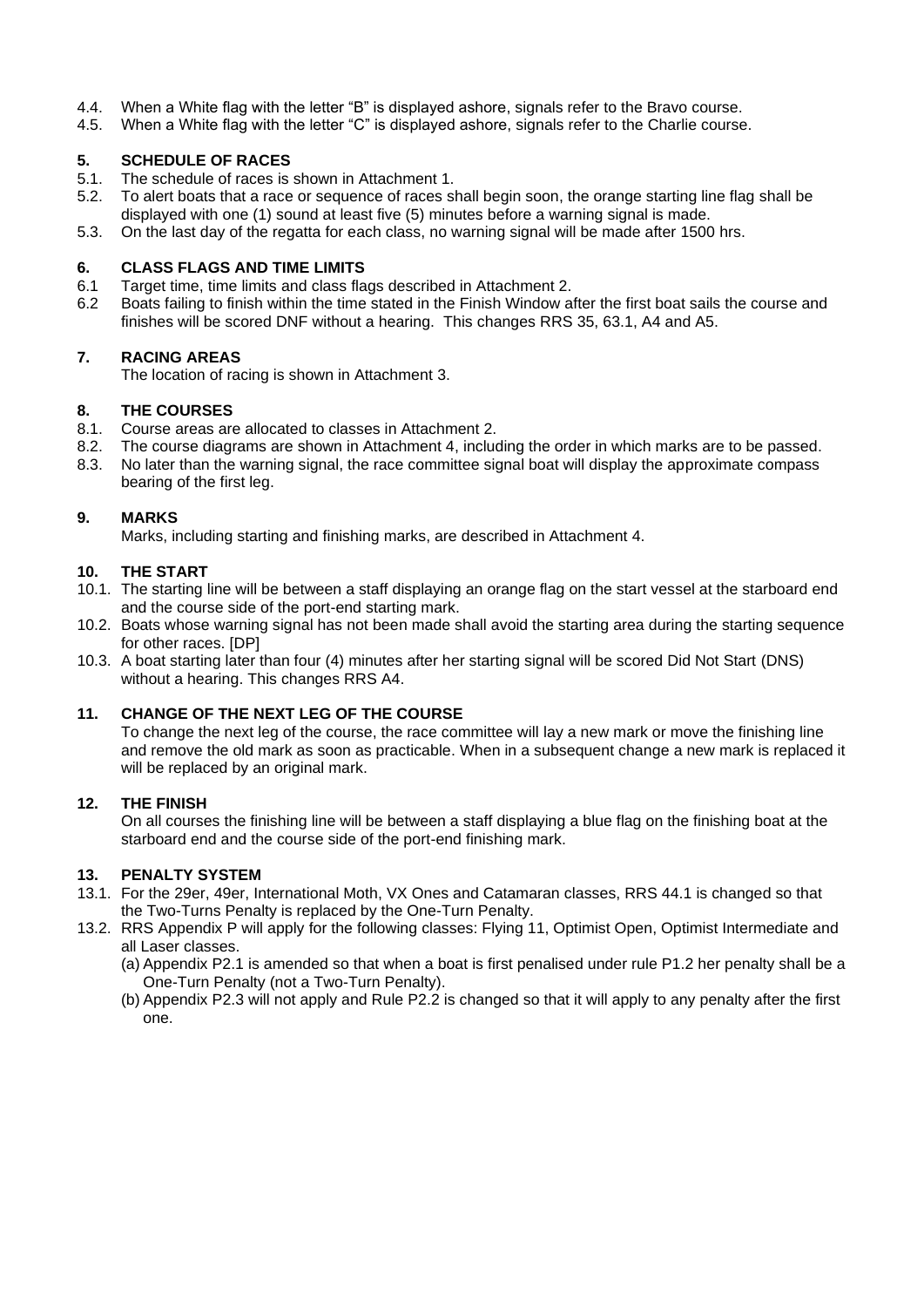4.4. When a White flag with the letter "B" is displayed ashore, signals refer to the Bravo course.
4.5. When a White flag with the letter "C" is displayed ashore, signals refer to the Charlie course.

## 5. SCHEDULE OF RACES

5.1. The schedule of races is shown in Attachment 1.
5.2. To alert boats that a race or sequence of races shall begin soon, the orange starting line flag shall be displayed with one (1) sound at least five (5) minutes before a warning signal is made.
5.3. On the last day of the regatta for each class, no warning signal will be made after 1500 hrs.

## 6. CLASS FLAGS AND TIME LIMITS

6.1 Target time, time limits and class flags described in Attachment 2.
6.2 Boats failing to finish within the time stated in the Finish Window after the first boat sails the course and finishes will be scored DNF without a hearing. This changes RRS 35, 63.1, A4 and A5.

## 7. RACING AREAS

The location of racing is shown in Attachment 3.

## 8. THE COURSES

8.1. Course areas are allocated to classes in Attachment 2.
8.2. The course diagrams are shown in Attachment 4, including the order in which marks are to be passed.
8.3. No later than the warning signal, the race committee signal boat will display the approximate compass bearing of the first leg.

## 9. MARKS

Marks, including starting and finishing marks, are described in Attachment 4.

## 10. THE START

10.1. The starting line will be between a staff displaying an orange flag on the start vessel at the starboard end and the course side of the port-end starting mark.
10.2. Boats whose warning signal has not been made shall avoid the starting area during the starting sequence for other races. [DP]
10.3. A boat starting later than four (4) minutes after her starting signal will be scored Did Not Start (DNS) without a hearing. This changes RRS A4.

## 11. CHANGE OF THE NEXT LEG OF THE COURSE

To change the next leg of the course, the race committee will lay a new mark or move the finishing line and remove the old mark as soon as practicable. When in a subsequent change a new mark is replaced it will be replaced by an original mark.

## 12. THE FINISH

On all courses the finishing line will be between a staff displaying a blue flag on the finishing boat at the starboard end and the course side of the port-end finishing mark.

## 13. PENALTY SYSTEM

13.1. For the 29er, 49er, International Moth, VX Ones and Catamaran classes, RRS 44.1 is changed so that the Two-Turns Penalty is replaced by the One-Turn Penalty.
13.2. RRS Appendix P will apply for the following classes: Flying 11, Optimist Open, Optimist Intermediate and all Laser classes.
   (a) Appendix P2.1 is amended so that when a boat is first penalised under rule P1.2 her penalty shall be a One-Turn Penalty (not a Two-Turn Penalty).
   (b) Appendix P2.3 will not apply and Rule P2.2 is changed so that it will apply to any penalty after the first one.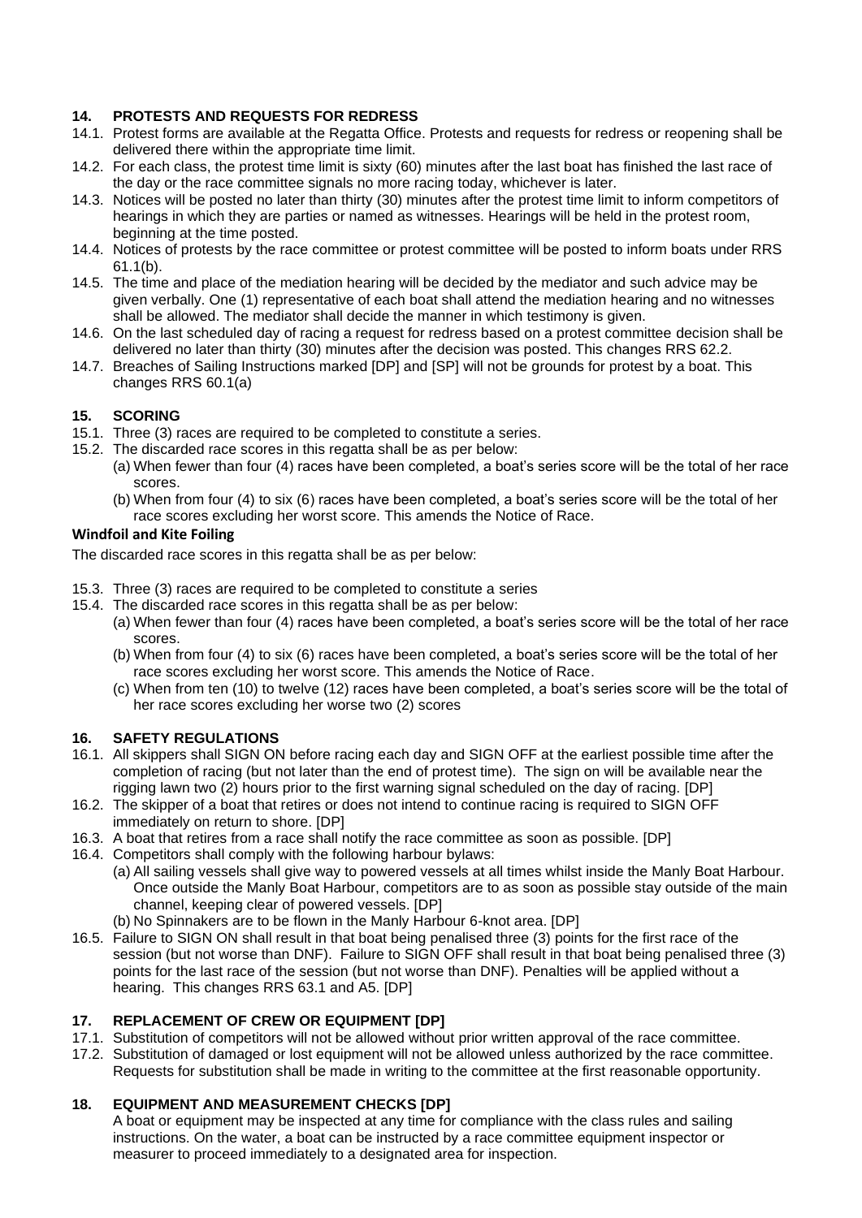## 14. PROTESTS AND REQUESTS FOR REDRESS

14.1. Protest forms are available at the Regatta Office. Protests and requests for redress or reopening shall be delivered there within the appropriate time limit.

14.2. For each class, the protest time limit is sixty (60) minutes after the last boat has finished the last race of the day or the race committee signals no more racing today, whichever is later.

14.3. Notices will be posted no later than thirty (30) minutes after the protest time limit to inform competitors of hearings in which they are parties or named as witnesses. Hearings will be held in the protest room, beginning at the time posted.

14.4. Notices of protests by the race committee or protest committee will be posted to inform boats under RRS 61.1(b).

14.5. The time and place of the mediation hearing will be decided by the mediator and such advice may be given verbally. One (1) representative of each boat shall attend the mediation hearing and no witnesses shall be allowed. The mediator shall decide the manner in which testimony is given.

14.6. On the last scheduled day of racing a request for redress based on a protest committee decision shall be delivered no later than thirty (30) minutes after the decision was posted. This changes RRS 62.2.

14.7. Breaches of Sailing Instructions marked [DP] and [SP] will not be grounds for protest by a boat. This changes RRS 60.1(a)

## 15. SCORING

15.1. Three (3) races are required to be completed to constitute a series.

15.2. The discarded race scores in this regatta shall be as per below:

(a) When fewer than four (4) races have been completed, a boat's series score will be the total of her race scores.

(b) When from four (4) to six (6) races have been completed, a boat's series score will be the total of her race scores excluding her worst score. This amends the Notice of Race.

**Windfoil and Kite Foiling**

The discarded race scores in this regatta shall be as per below:

15.3. Three (3) races are required to be completed to constitute a series

15.4. The discarded race scores in this regatta shall be as per below:

(a) When fewer than four (4) races have been completed, a boat's series score will be the total of her race scores.

(b) When from four (4) to six (6) races have been completed, a boat's series score will be the total of her race scores excluding her worst score. This amends the Notice of Race.

(c) When from ten (10) to twelve (12) races have been completed, a boat's series score will be the total of her race scores excluding her worse two (2) scores

## 16. SAFETY REGULATIONS

16.1. All skippers shall SIGN ON before racing each day and SIGN OFF at the earliest possible time after the completion of racing (but not later than the end of protest time). The sign on will be available near the rigging lawn two (2) hours prior to the first warning signal scheduled on the day of racing. [DP]

16.2. The skipper of a boat that retires or does not intend to continue racing is required to SIGN OFF immediately on return to shore. [DP]

16.3. A boat that retires from a race shall notify the race committee as soon as possible. [DP]

16.4. Competitors shall comply with the following harbour bylaws:

(a) All sailing vessels shall give way to powered vessels at all times whilst inside the Manly Boat Harbour. Once outside the Manly Boat Harbour, competitors are to as soon as possible stay outside of the main channel, keeping clear of powered vessels. [DP]

(b) No Spinnakers are to be flown in the Manly Harbour 6-knot area. [DP]

16.5. Failure to SIGN ON shall result in that boat being penalised three (3) points for the first race of the session (but not worse than DNF). Failure to SIGN OFF shall result in that boat being penalised three (3) points for the last race of the session (but not worse than DNF). Penalties will be applied without a hearing. This changes RRS 63.1 and A5. [DP]

## 17. REPLACEMENT OF CREW OR EQUIPMENT [DP]

17.1. Substitution of competitors will not be allowed without prior written approval of the race committee.

17.2. Substitution of damaged or lost equipment will not be allowed unless authorized by the race committee. Requests for substitution shall be made in writing to the committee at the first reasonable opportunity.

## 18. EQUIPMENT AND MEASUREMENT CHECKS [DP]

A boat or equipment may be inspected at any time for compliance with the class rules and sailing instructions. On the water, a boat can be instructed by a race committee equipment inspector or measurer to proceed immediately to a designated area for inspection.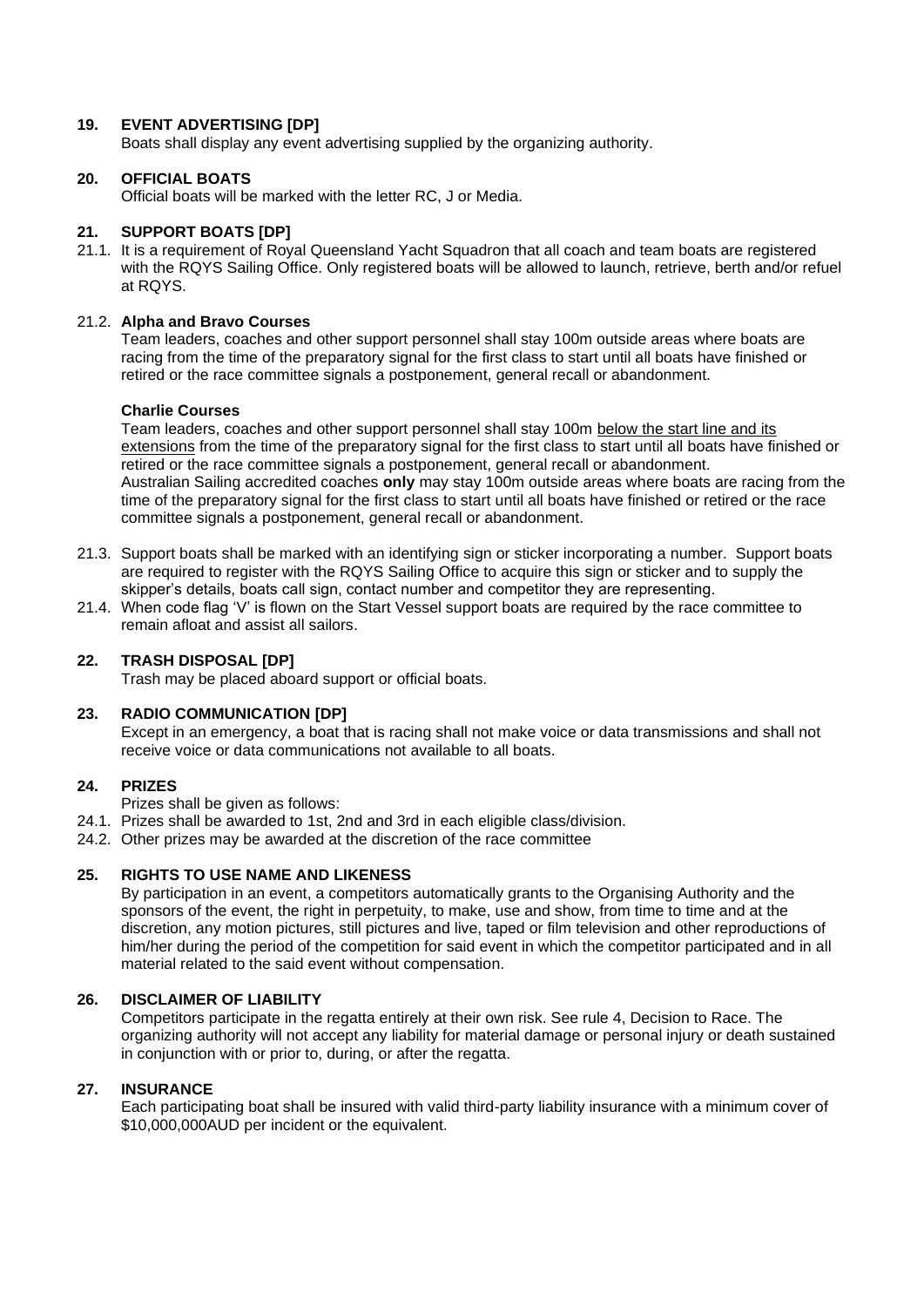## 19. EVENT ADVERTISING [DP]

Boats shall display any event advertising supplied by the organizing authority.

## 20. OFFICIAL BOATS

Official boats will be marked with the letter RC, J or Media.

## 21. SUPPORT BOATS [DP]

21.1. It is a requirement of Royal Queensland Yacht Squadron that all coach and team boats are registered with the RQYS Sailing Office. Only registered boats will be allowed to launch, retrieve, berth and/or refuel at RQYS.

21.2. **Alpha and Bravo Courses**

Team leaders, coaches and other support personnel shall stay 100m outside areas where boats are racing from the time of the preparatory signal for the first class to start until all boats have finished or retired or the race committee signals a postponement, general recall or abandonment.

**Charlie Courses**

Team leaders, coaches and other support personnel shall stay 100m <u>below the start line and its extensions</u> from the time of the preparatory signal for the first class to start until all boats have finished or retired or the race committee signals a postponement, general recall or abandonment.

Australian Sailing accredited coaches **only** may stay 100m outside areas where boats are racing from the time of the preparatory signal for the first class to start until all boats have finished or retired or the race committee signals a postponement, general recall or abandonment.

21.3. Support boats shall be marked with an identifying sign or sticker incorporating a number. Support boats are required to register with the RQYS Sailing Office to acquire this sign or sticker and to supply the skipper's details, boats call sign, contact number and competitor they are representing.

21.4. When code flag 'V' is flown on the Start Vessel support boats are required by the race committee to remain afloat and assist all sailors.

## 22. TRASH DISPOSAL [DP]

Trash may be placed aboard support or official boats.

## 23. RADIO COMMUNICATION [DP]

Except in an emergency, a boat that is racing shall not make voice or data transmissions and shall not receive voice or data communications not available to all boats.

## 24. PRIZES

Prizes shall be given as follows:

24.1. Prizes shall be awarded to 1st, 2nd and 3rd in each eligible class/division.

24.2. Other prizes may be awarded at the discretion of the race committee

## 25. RIGHTS TO USE NAME AND LIKENESS

By participation in an event, a competitors automatically grants to the Organising Authority and the sponsors of the event, the right in perpetuity, to make, use and show, from time to time and at the discretion, any motion pictures, still pictures and live, taped or film television and other reproductions of him/her during the period of the competition for said event in which the competitor participated and in all material related to the said event without compensation.

## 26. DISCLAIMER OF LIABILITY

Competitors participate in the regatta entirely at their own risk. See rule 4, Decision to Race. The organizing authority will not accept any liability for material damage or personal injury or death sustained in conjunction with or prior to, during, or after the regatta.

## 27. INSURANCE

Each participating boat shall be insured with valid third-party liability insurance with a minimum cover of $10,000,000AUD per incident or the equivalent.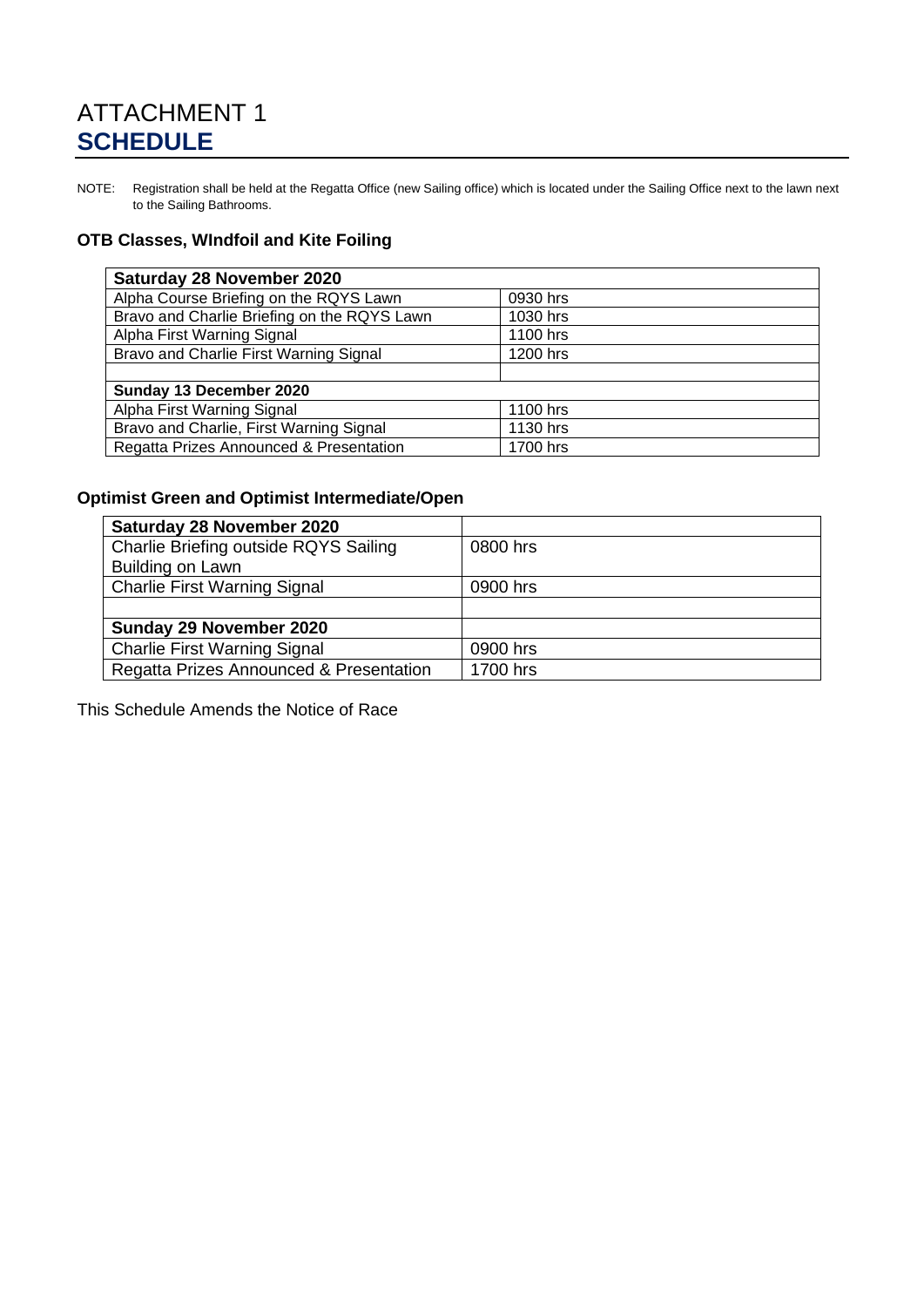# ATTACHMENT 1
# SCHEDULE

NOTE: Registration shall be held at the Regatta Office (new Sailing office) which is located under the Sailing Office next to the lawn next to the Sailing Bathrooms.

### OTB Classes, WIndfoil and Kite Foiling

| **Saturday 28 November 2020** | |
|---|---|
| Alpha Course Briefing on the RQYS Lawn | 0930 hrs |
| Bravo and Charlie Briefing on the RQYS Lawn | 1030 hrs |
| Alpha First Warning Signal | 1100 hrs |
| Bravo and Charlie First Warning Signal | 1200 hrs |
| | |
| **Sunday 13 December 2020** | |
| Alpha First Warning Signal | 1100 hrs |
| Bravo and Charlie, First Warning Signal | 1130 hrs |
| Regatta Prizes Announced & Presentation | 1700 hrs |

### Optimist Green and Optimist Intermediate/Open

| **Saturday 28 November 2020** | |
|---|---|
| Charlie Briefing outside RQYS Sailing Building on Lawn | 0800 hrs |
| Charlie First Warning Signal | 0900 hrs |
| | |
| **Sunday 29 November 2020** | |
| Charlie First Warning Signal | 0900 hrs |
| Regatta Prizes Announced & Presentation | 1700 hrs |

This Schedule Amends the Notice of Race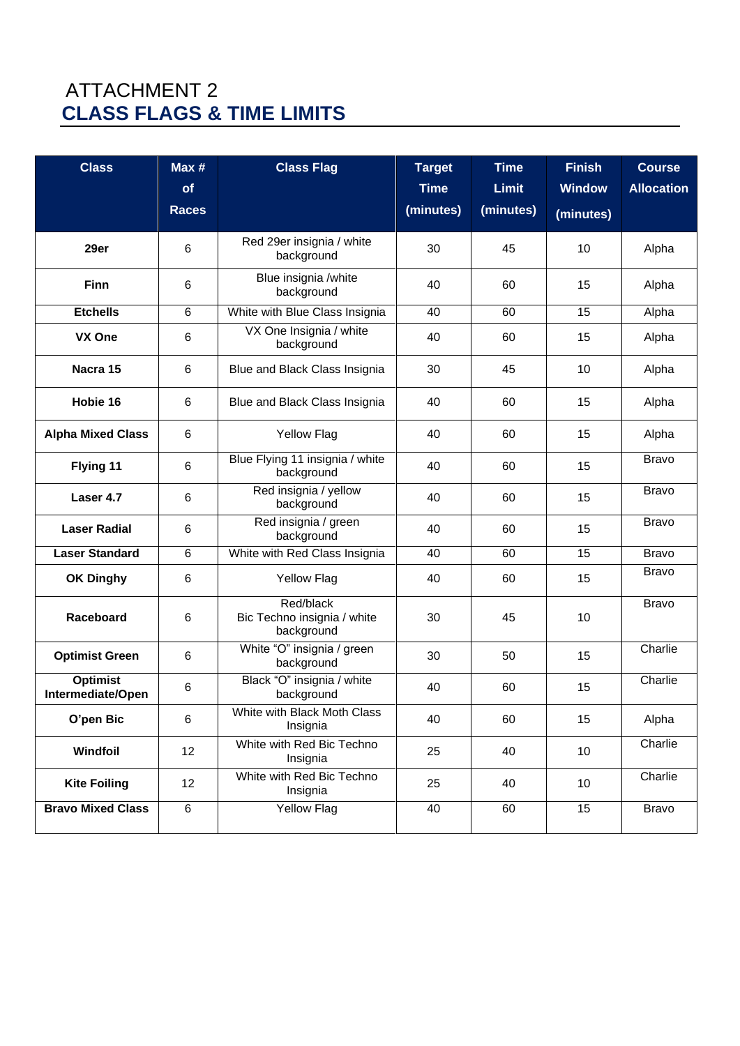# ATTACHMENT 2

## CLASS FLAGS & TIME LIMITS

| Class | Max # of Races | Class Flag | Target Time (minutes) | Time Limit (minutes) | Finish Window (minutes) | Course Allocation |
|---|---|---|---|---|---|---|
| **29er** | 6 | Red 29er insignia / white background | 30 | 45 | 10 | Alpha |
| **Finn** | 6 | Blue insignia /white background | 40 | 60 | 15 | Alpha |
| **Etchells** | 6 | White with Blue Class Insignia | 40 | 60 | 15 | Alpha |
| **VX One** | 6 | VX One Insignia / white background | 40 | 60 | 15 | Alpha |
| **Nacra 15** | 6 | Blue and Black Class Insignia | 30 | 45 | 10 | Alpha |
| **Hobie 16** | 6 | Blue and Black Class Insignia | 40 | 60 | 15 | Alpha |
| **Alpha Mixed Class** | 6 | Yellow Flag | 40 | 60 | 15 | Alpha |
| **Flying 11** | 6 | Blue Flying 11 insignia / white background | 40 | 60 | 15 | Bravo |
| **Laser 4.7** | 6 | Red insignia / yellow background | 40 | 60 | 15 | Bravo |
| **Laser Radial** | 6 | Red insignia / green background | 40 | 60 | 15 | Bravo |
| **Laser Standard** | 6 | White with Red Class Insignia | 40 | 60 | 15 | Bravo |
| **OK Dinghy** | 6 | Yellow Flag | 40 | 60 | 15 | Bravo |
| **Raceboard** | 6 | Red/black Bic Techno insignia / white background | 30 | 45 | 10 | Bravo |
| **Optimist Green** | 6 | White "O" insignia / green background | 30 | 50 | 15 | Charlie |
| **Optimist Intermediate/Open** | 6 | Black "O" insignia / white background | 40 | 60 | 15 | Charlie |
| **O'pen Bic** | 6 | White with Black Moth Class Insignia | 40 | 60 | 15 | Alpha |
| **Windfoil** | 12 | White with Red Bic Techno Insignia | 25 | 40 | 10 | Charlie |
| **Kite Foiling** | 12 | White with Red Bic Techno Insignia | 25 | 40 | 10 | Charlie |
| **Bravo Mixed Class** | 6 | Yellow Flag | 40 | 60 | 15 | Bravo |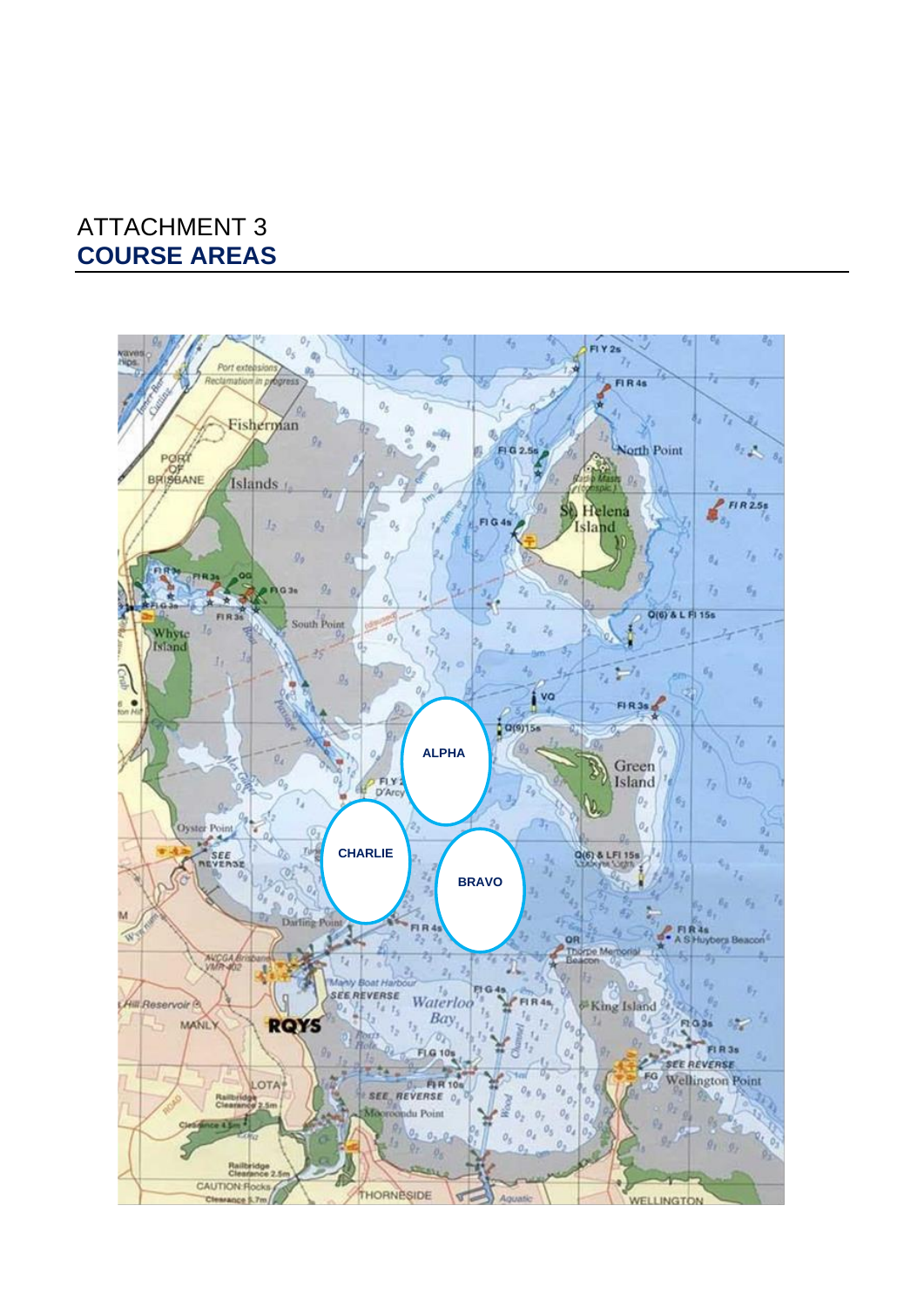ATTACHMENT 3

**COURSE AREAS**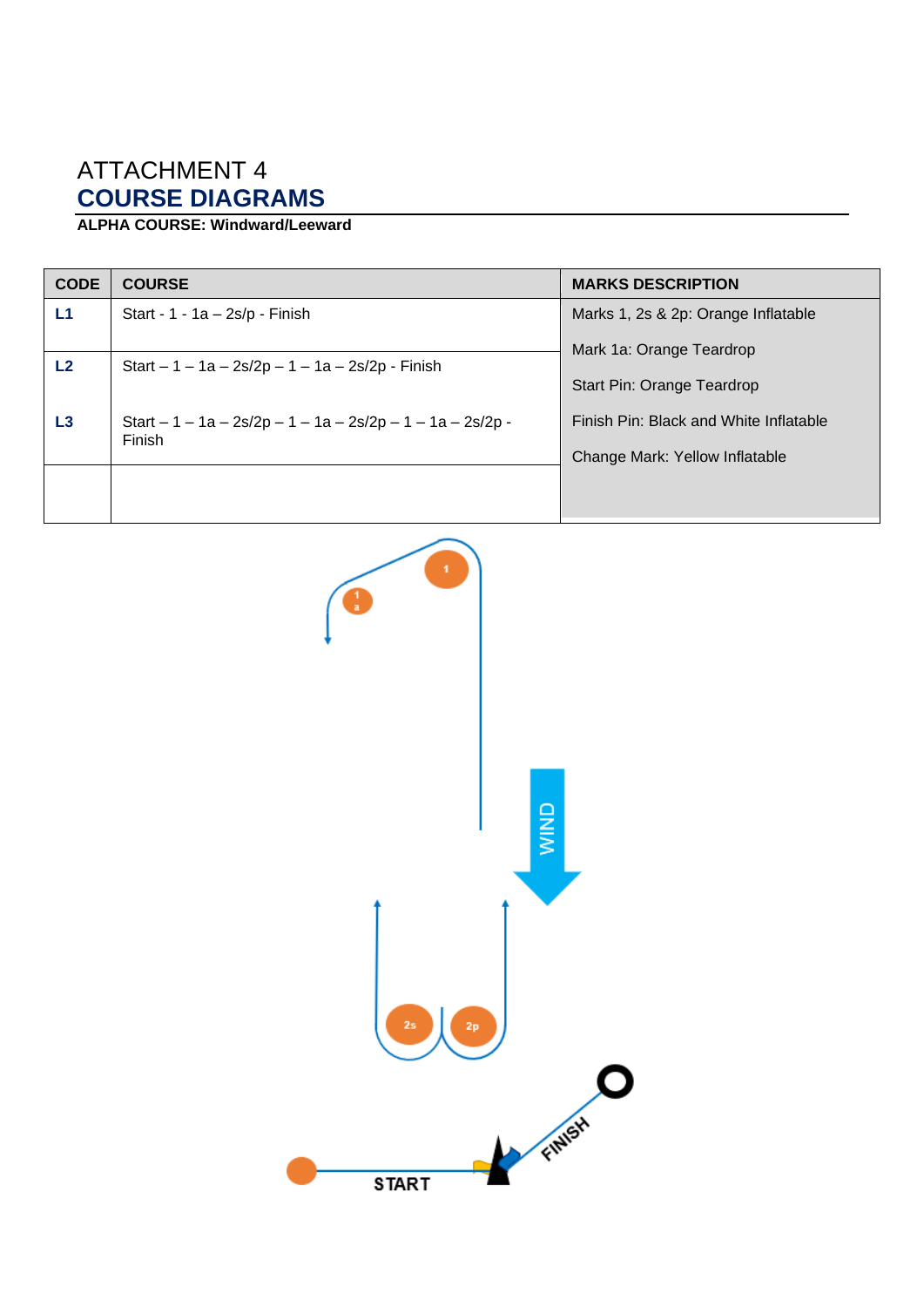# ATTACHMENT 4

## COURSE DIAGRAMS

**ALPHA COURSE: Windward/Leeward**

| CODE | COURSE | MARKS DESCRIPTION |
|---|---|---|
| L1 | Start - 1 - 1a – 2s/p - Finish | Marks 1, 2s & 2p: Orange Inflatable<br>Mark 1a: Orange Teardrop<br>Start Pin: Orange Teardrop<br>Finish Pin: Black and White Inflatable<br>Change Mark: Yellow Inflatable |
| L2 | Start – 1 – 1a – 2s/2p – 1 – 1a – 2s/2p - Finish | |
| L3 | Start – 1 – 1a – 2s/2p – 1 – 1a – 2s/2p – 1 – 1a – 2s/2p - Finish | |
| | | |

1

1a

WIND

2s

2p

START

FINISH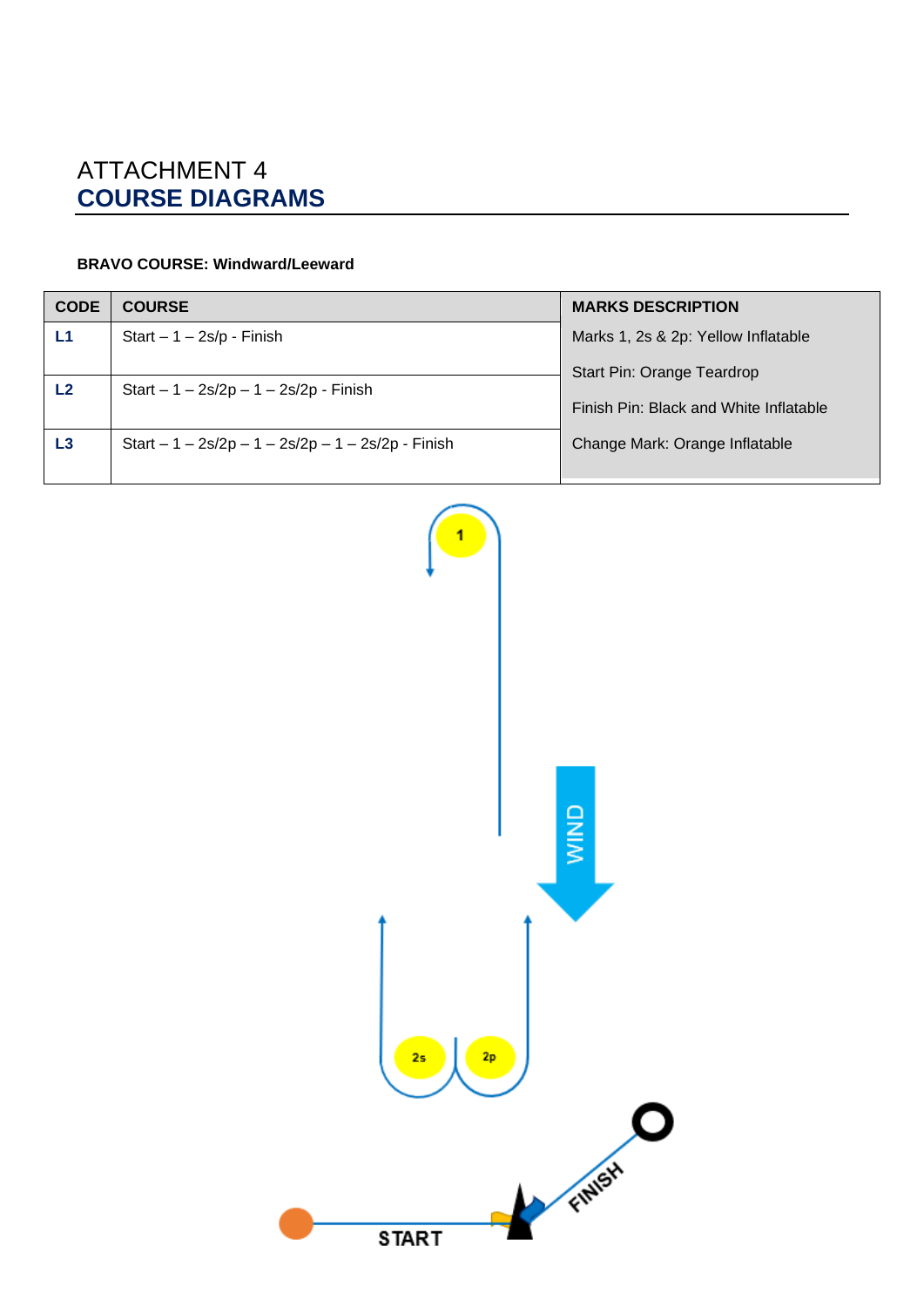# ATTACHMENT 4
## COURSE DIAGRAMS

**BRAVO COURSE: Windward/Leeward**

| CODE | COURSE | MARKS DESCRIPTION |
|---|---|---|
| L1 | Start – 1 – 2s/p - Finish | Marks 1, 2s & 2p: Yellow Inflatable |
| L2 | Start – 1 – 2s/2p – 1 – 2s/2p - Finish | Start Pin: Orange Teardrop<br>Finish Pin: Black and White Inflatable |
| L3 | Start – 1 – 2s/2p – 1 – 2s/2p – 1 – 2s/2p - Finish | Change Mark: Orange Inflatable |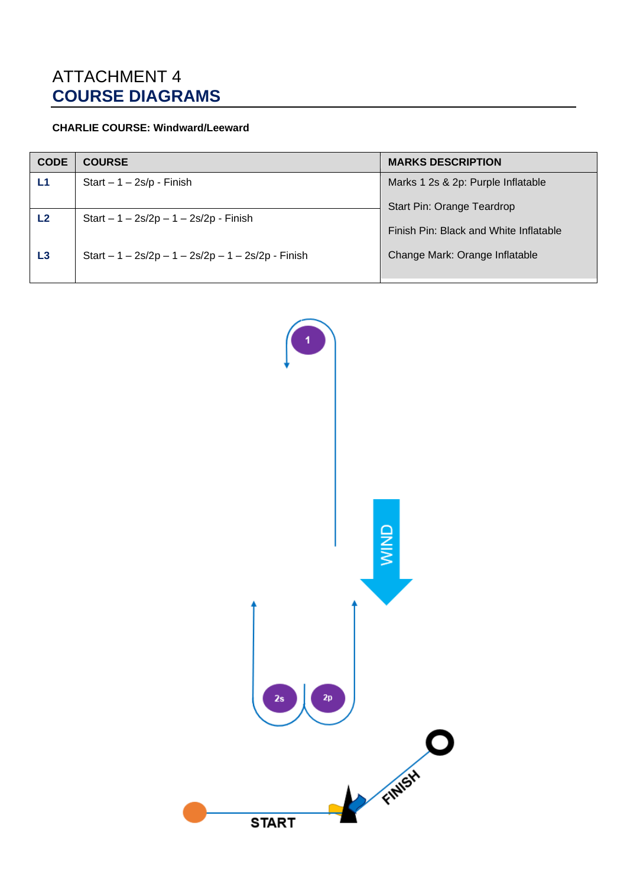# ATTACHMENT 4
## COURSE DIAGRAMS

**CHARLIE COURSE: Windward/Leeward**

| CODE | COURSE | MARKS DESCRIPTION |
|---|---|---|
| L1 | Start – 1 – 2s/p - Finish | Marks 1 2s & 2p: Purple Inflatable<br>Start Pin: Orange Teardrop<br>Finish Pin: Black and White Inflatable<br>Change Mark: Orange Inflatable |
| L2 | Start – 1 – 2s/2p – 1 – 2s/2p - Finish | |
| L3 | Start – 1 – 2s/2p – 1 – 2s/2p – 1 – 2s/2p - Finish | |

1

WIND

2s 2p

FINISH

START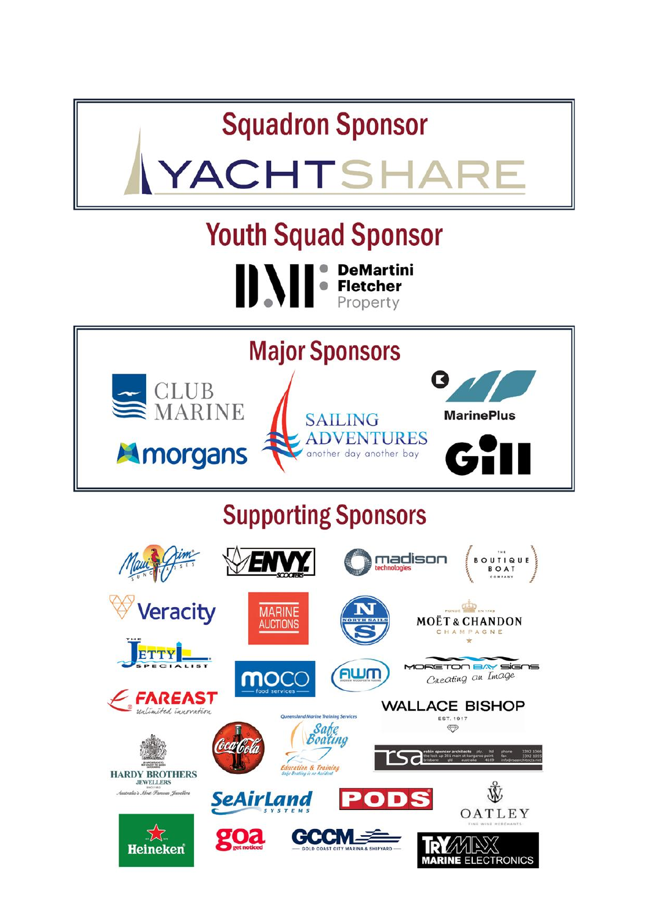## Squadron Sponsor

YACHTSHARE

## Youth Squad Sponsor

DMF DeMartini Fletcher Property

## Major Sponsors

CLUB MARINE

morgans

SAILING ADVENTURES
another day another bay

MarinePlus

Gill

## Supporting Sponsors

Maui Jim Sunglasses

ENVY Scooters

madison technologies

The Boutique Boat Company

Veracity

MARINE AUCTIONS

North Sails

MOËT & CHANDON CHAMPAGNE

The Jetty Specialist

moco food services

AWM

Moreton Bay Signs
Creating an Image

FAREAST unlimited innovation

WALLACE BISHOP
EST. 1917

Hardy Brothers Jewellers
Australia's Most Famous Jewellers

Coca-Cola

Queensland Marine Training Services
Safe Boating
Education & Training
Safe Boating is no Accident

rsa
robin spencer architects pty. ltd
the lock up 361 main st kangaroo point brisbane qld australia 4169
phone 3392 1066
fax 3392 1055
info@rsaarchitects.net

SeAirLand Systems

PODS

OATLEY
Fine Wine Merchants

Heineken

goa get noticed

GCCM
Gold Coast City Marina & Shipyard

TRYMAX MARINE ELECTRONICS